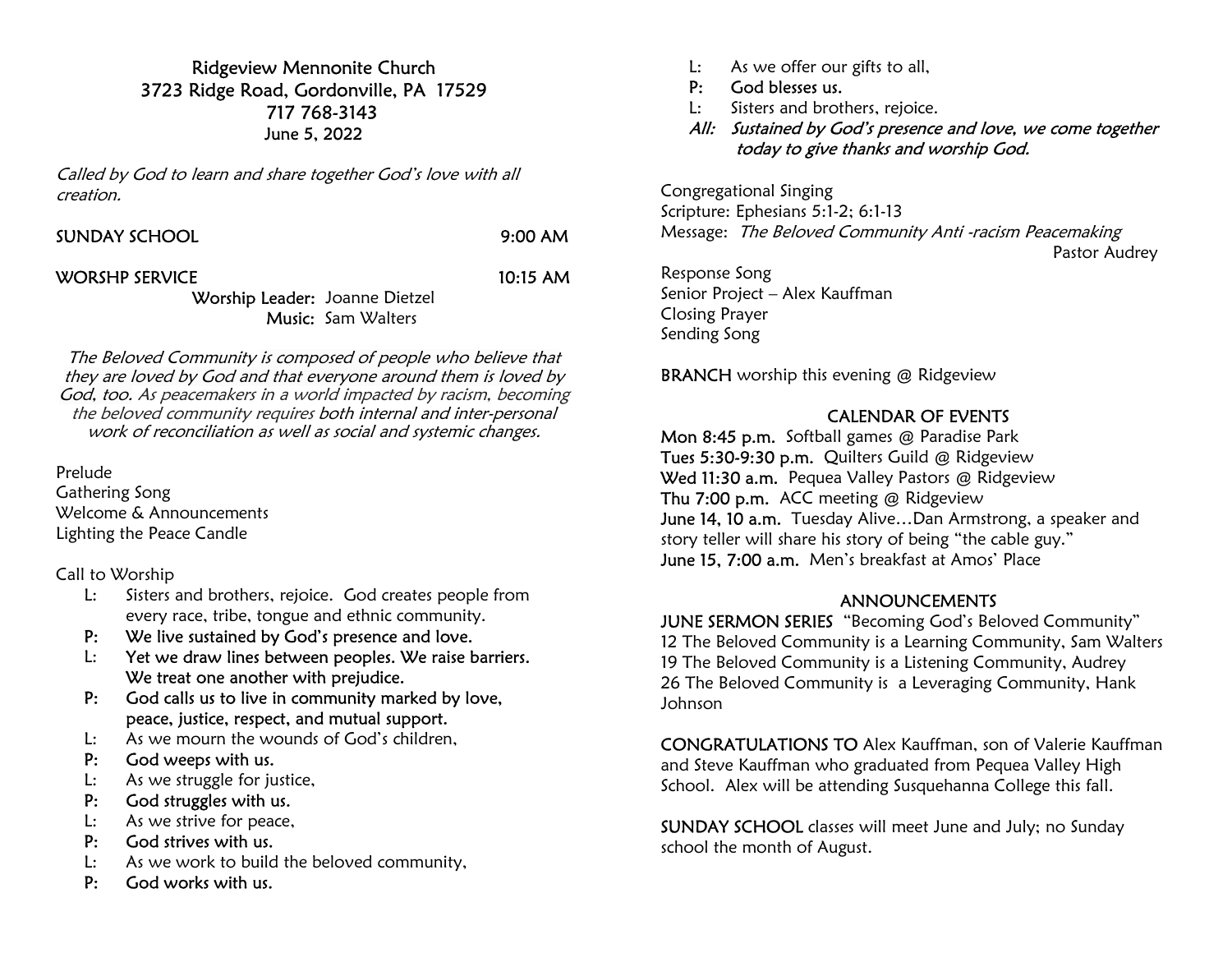# Ridgeview Mennonite Church

3723 Ridge Road, Gordonville, PA 17529
717 768-3143
June 5, 2022

*Called by God to learn and share together God's love with all creation.*

SUNDAY SCHOOL 9:00 AM

WORSHP SERVICE 10:15 AM

Worship Leader: Joanne Dietzel
Music: Sam Walters

*The Beloved Community is composed of people who believe that they are loved by God and that everyone around them is loved by God, too. As peacemakers in a world impacted by racism, becoming the beloved community requires both internal and inter-personal work of reconciliation as well as social and systemic changes.*

Prelude
Gathering Song
Welcome & Announcements
Lighting the Peace Candle

Call to Worship

- L: Sisters and brothers, rejoice. God creates people from every race, tribe, tongue and ethnic community.
- P: **We live sustained by God's presence and love.**
- L: Yet we draw lines between peoples. We raise barriers. We treat one another with prejudice.
- P: **God calls us to live in community marked by love, peace, justice, respect, and mutual support.**
- L: As we mourn the wounds of God's children,
- P: **God weeps with us.**
- L: As we struggle for justice,
- P: **God struggles with us.**
- L: As we strive for peace,
- P: **God strives with us.**
- L: As we work to build the beloved community,
- P: **God works with us.**
- L: As we offer our gifts to all,
- P: **God blesses us.**
- L: Sisters and brothers, rejoice.
- *All: Sustained by God's presence and love, we come together today to give thanks and worship God.*

Congregational Singing
Scripture: Ephesians 5:1-2; 6:1-13
Message: *The Beloved Community Anti -racism Peacemaking*
Pastor Audrey
Response Song
Senior Project – Alex Kauffman
Closing Prayer
Sending Song

**BRANCH** worship this evening @ Ridgeview

## CALENDAR OF EVENTS

**Mon 8:45 p.m.** Softball games @ Paradise Park
**Tues 5:30-9:30 p.m.** Quilters Guild @ Ridgeview
**Wed 11:30 a.m.** Pequea Valley Pastors @ Ridgeview
**Thu 7:00 p.m.** ACC meeting @ Ridgeview
**June 14, 10 a.m.** Tuesday Alive…Dan Armstrong, a speaker and story teller will share his story of being "the cable guy."
**June 15, 7:00 a.m.** Men's breakfast at Amos' Place

## ANNOUNCEMENTS

**JUNE SERMON SERIES** "Becoming God's Beloved Community"
12 The Beloved Community is a Learning Community, Sam Walters
19 The Beloved Community is a Listening Community, Audrey
26 The Beloved Community is a Leveraging Community, Hank Johnson

**CONGRATULATIONS TO** Alex Kauffman, son of Valerie Kauffman and Steve Kauffman who graduated from Pequea Valley High School. Alex will be attending Susquehanna College this fall.

**SUNDAY SCHOOL** classes will meet June and July; no Sunday school the month of August.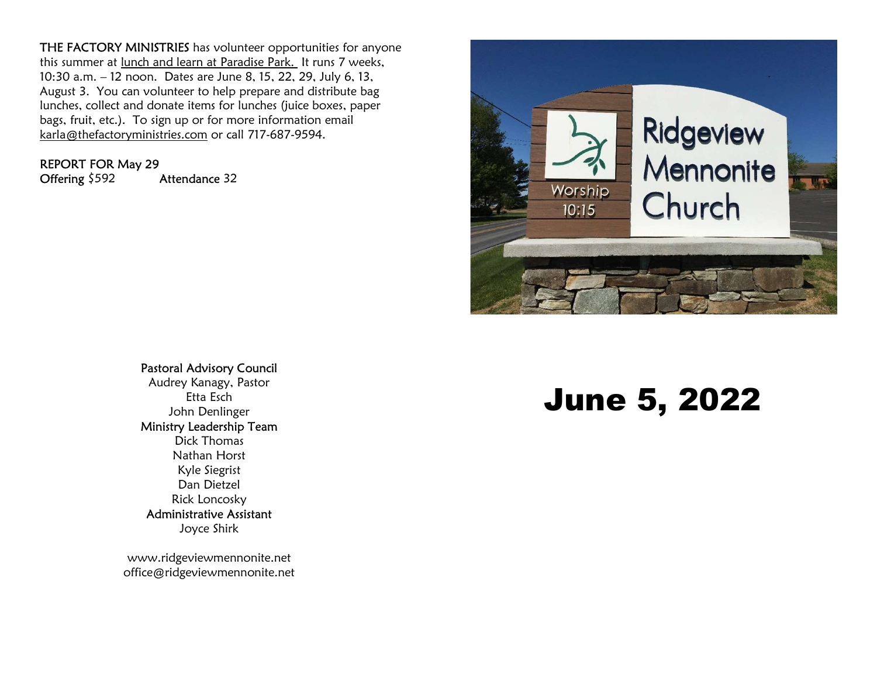**THE FACTORY MINISTRIES** has volunteer opportunities for anyone this summer at lunch and learn at Paradise Park. It runs 7 weeks, 10:30 a.m. – 12 noon. Dates are June 8, 15, 22, 29, July 6, 13, August 3. You can volunteer to help prepare and distribute bag lunches, collect and donate items for lunches (juice boxes, paper bags, fruit, etc.). To sign up or for more information email karla@thefactoryministries.com or call 717-687-9594.

**REPORT FOR May 29**
**Offering** $592 **Attendance** 32

**Pastoral Advisory Council**
Audrey Kanagy, Pastor
Etta Esch
John Denlinger
**Ministry Leadership Team**
Dick Thomas
Nathan Horst
Kyle Siegrist
Dan Dietzel
Rick Loncosky
**Administrative Assistant**
Joyce Shirk

www.ridgeviewmennonite.net
office@ridgeviewmennonite.net

# June 5, 2022